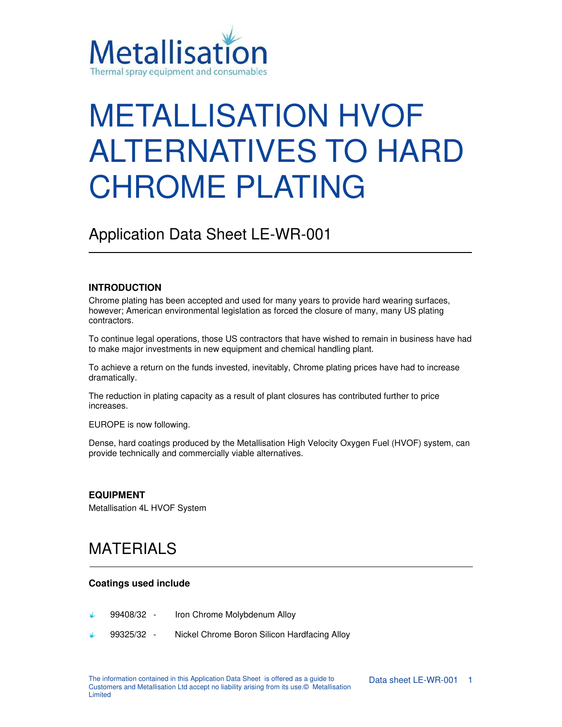Metallisation
Thermal spray equipment and consumables

# METALLISATION HVOF ALTERNATIVES TO HARD CHROME PLATING

## Application Data Sheet LE-WR-001

**INTRODUCTION**

Chrome plating has been accepted and used for many years to provide hard wearing surfaces, however; American environmental legislation as forced the closure of many, many US plating contractors.

To continue legal operations, those US contractors that have wished to remain in business have had to make major investments in new equipment and chemical handling plant.

To achieve a return on the funds invested, inevitably, Chrome plating prices have had to increase dramatically.

The reduction in plating capacity as a result of plant closures has contributed further to price increases.

EUROPE is now following.

Dense, hard coatings produced by the Metallisation High Velocity Oxygen Fuel (HVOF) system, can provide technically and commercially viable alternatives.

**EQUIPMENT**

Metallisation 4L HVOF System

## MATERIALS

**Coatings used include**

- 99408/32 - Iron Chrome Molybdenum Alloy
- 99325/32 - Nickel Chrome Boron Silicon Hardfacing Alloy

The information contained in this Application Data Sheet is offered as a guide to Customers and Metallisation Ltd accept no liability arising from its use.© Metallisation Limited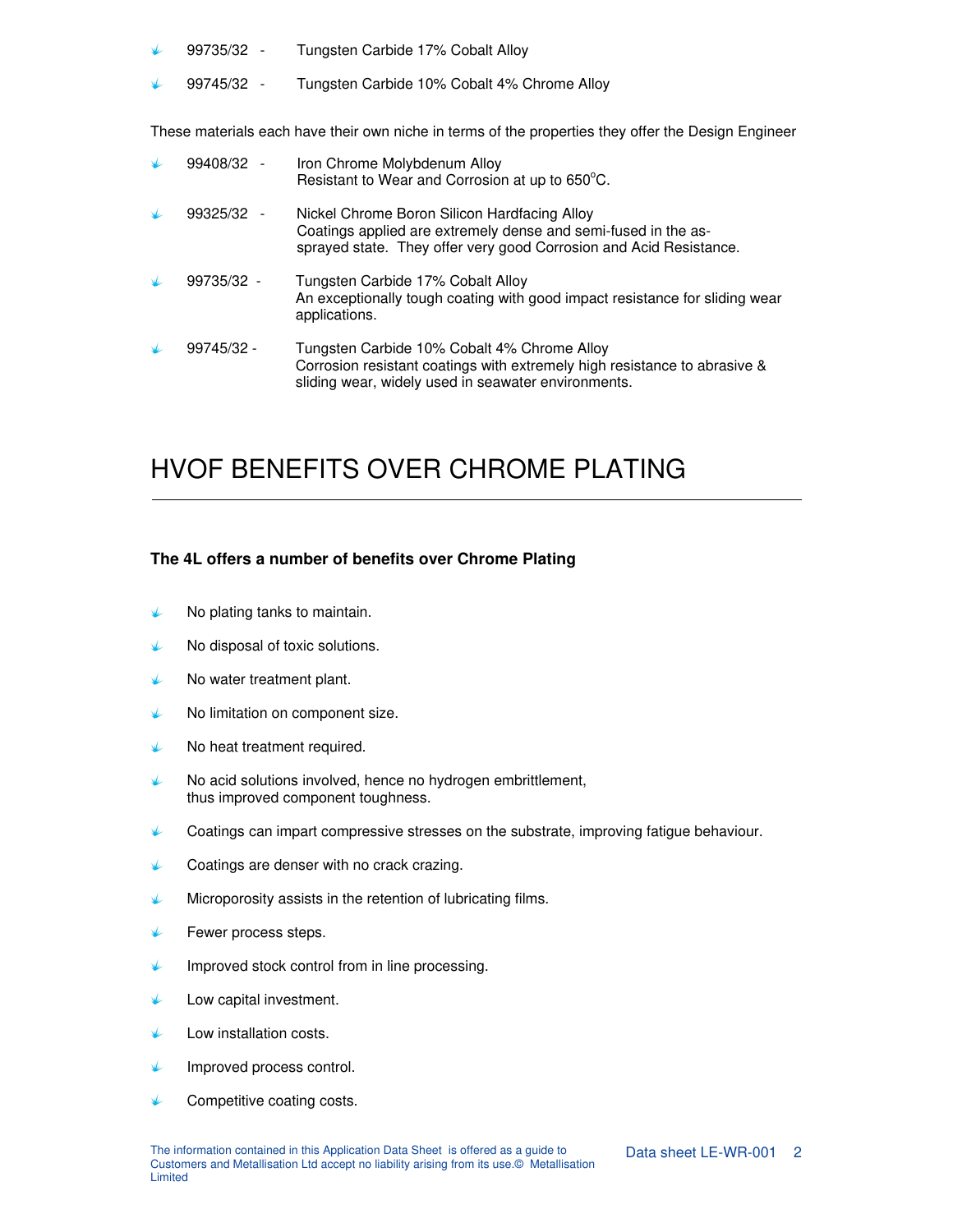- 99735/32 - Tungsten Carbide 17% Cobalt Alloy
- 99745/32 - Tungsten Carbide 10% Cobalt 4% Chrome Alloy

These materials each have their own niche in terms of the properties they offer the Design Engineer

- 99408/32 - Iron Chrome Molybdenum Alloy
  Resistant to Wear and Corrosion at up to 650°C.
- 99325/32 - Nickel Chrome Boron Silicon Hardfacing Alloy
  Coatings applied are extremely dense and semi-fused in the as-sprayed state. They offer very good Corrosion and Acid Resistance.
- 99735/32 - Tungsten Carbide 17% Cobalt Alloy
  An exceptionally tough coating with good impact resistance for sliding wear applications.
- 99745/32 - Tungsten Carbide 10% Cobalt 4% Chrome Alloy
  Corrosion resistant coatings with extremely high resistance to abrasive & sliding wear, widely used in seawater environments.

# HVOF BENEFITS OVER CHROME PLATING

**The 4L offers a number of benefits over Chrome Plating**

- No plating tanks to maintain.
- No disposal of toxic solutions.
- No water treatment plant.
- No limitation on component size.
- No heat treatment required.
- No acid solutions involved, hence no hydrogen embrittlement, thus improved component toughness.
- Coatings can impart compressive stresses on the substrate, improving fatigue behaviour.
- Coatings are denser with no crack crazing.
- Microporosity assists in the retention of lubricating films.
- Fewer process steps.
- Improved stock control from in line processing.
- Low capital investment.
- Low installation costs.
- Improved process control.
- Competitive coating costs.

The information contained in this Application Data Sheet is offered as a guide to Customers and Metallisation Ltd accept no liability arising from its use.© Metallisation Limited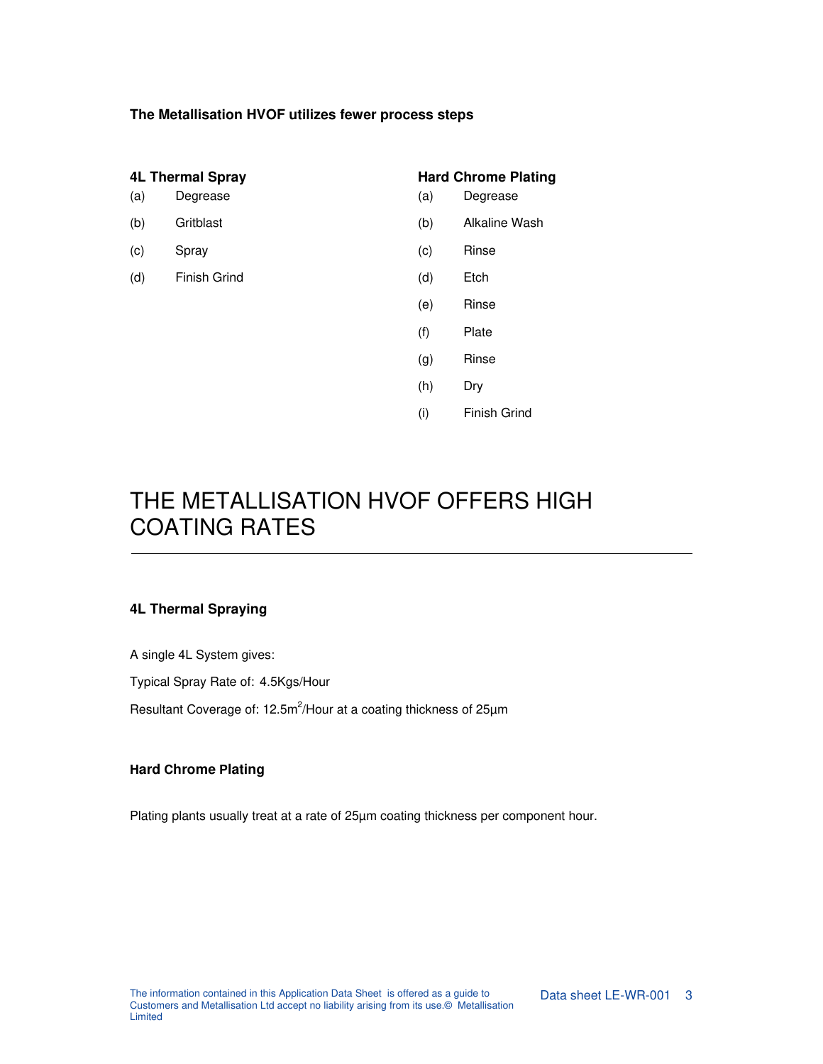**The Metallisation HVOF utilizes fewer process steps**

**4L Thermal Spray**

(a) Degrease

(b) Gritblast

(c) Spray

(d) Finish Grind

**Hard Chrome Plating**

(a) Degrease

(b) Alkaline Wash

(c) Rinse

(d) Etch

(e) Rinse

(f) Plate

(g) Rinse

(h) Dry

(i) Finish Grind

# THE METALLISATION HVOF OFFERS HIGH COATING RATES

**4L Thermal Spraying**

A single 4L System gives:

Typical Spray Rate of: 4.5Kgs/Hour

Resultant Coverage of: 12.5m$^2$/Hour at a coating thickness of 25µm

**Hard Chrome Plating**

Plating plants usually treat at a rate of 25µm coating thickness per component hour.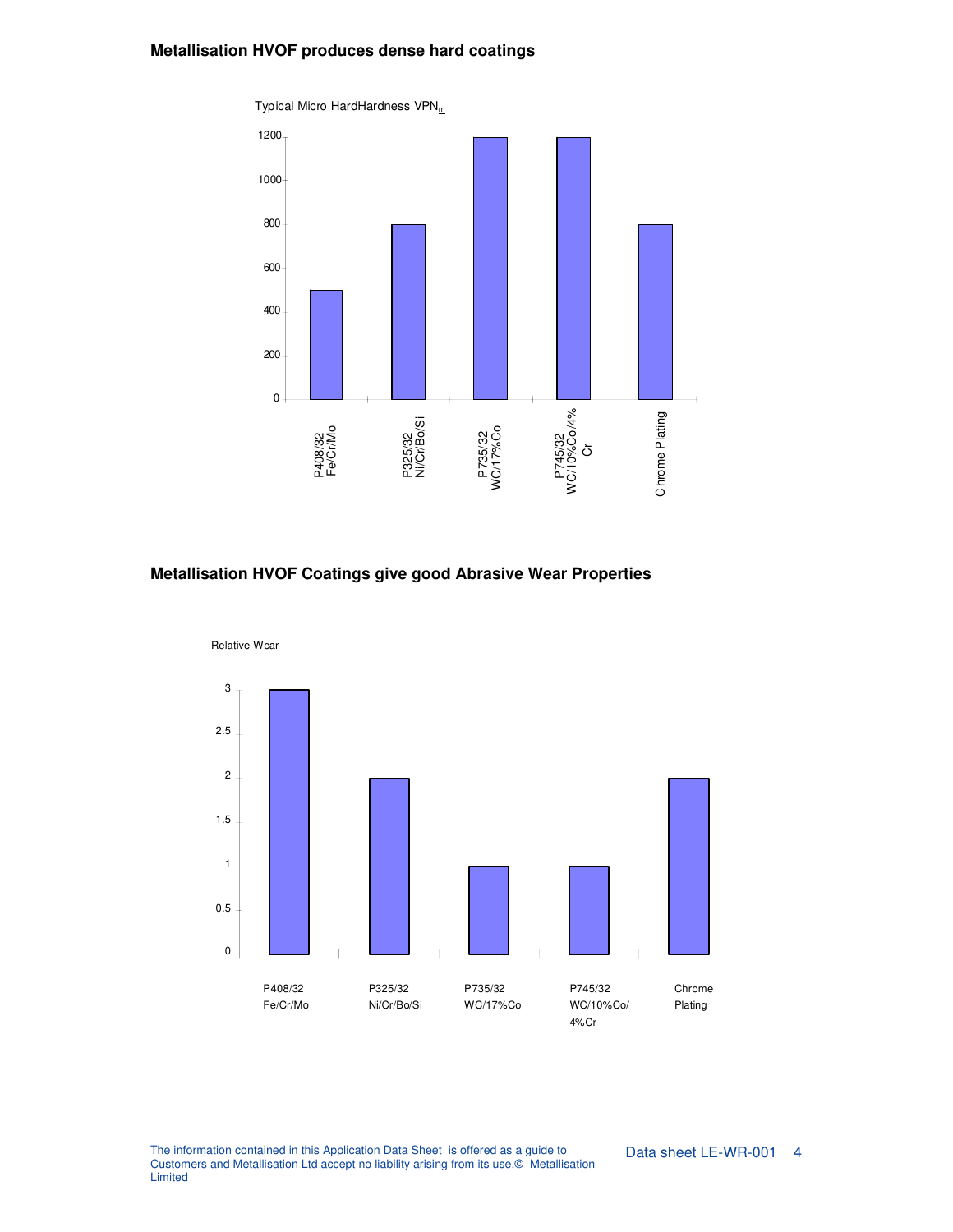## Metallisation HVOF produces dense hard coatings

Typical Micro HardHardness $VPN_m$

| Coating | Hardness ($VPN_m$) |
|---|---|
| P408/32 Fe/Cr/Mo | 500 |
| P325/32 Ni/Cr/Bo/Si | 800 |
| P735/32 WC/17%Co | 1200 |
| P745/32 WC/10%Co/4% Cr | 1200 |
| Chrome Plating | 800 |

## Metallisation HVOF Coatings give good Abrasive Wear Properties

Relative Wear

| Coating | Relative Wear |
|---|---|
| P408/32 Fe/Cr/Mo | 3 |
| P325/32 Ni/Cr/Bo/Si | 2 |
| P735/32 WC/17%Co | 1 |
| P745/32 WC/10%Co/ 4%Cr | 1 |
| Chrome Plating | 2 |

The information contained in this Application Data Sheet is offered as a guide to Customers and Metallisation Ltd accept no liability arising from its use.© Metallisation Limited

Data sheet LE-WR-001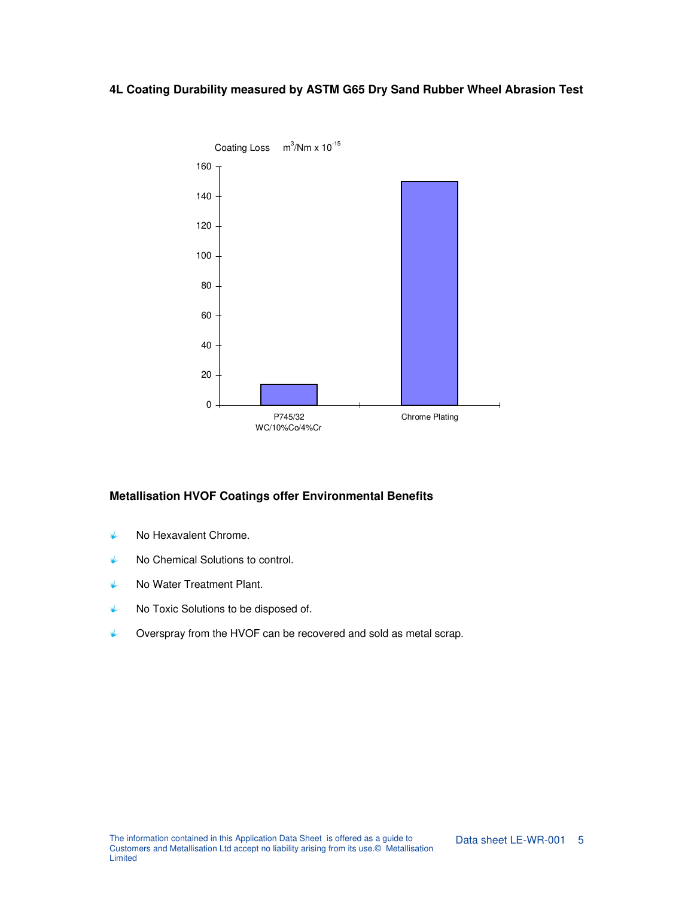### 4L Coating Durability measured by ASTM G65 Dry Sand Rubber Wheel Abrasion Test

Coating Loss $m^3/Nm \times 10^{-15}$

| Coating | Coating Loss ($m^3/Nm \times 10^{-15}$) |
|---|---|
| P745/32 WC/10%Co/4%Cr | ~14 |
| Chrome Plating | ~150 |

### Metallisation HVOF Coatings offer Environmental Benefits

- No Hexavalent Chrome.
- No Chemical Solutions to control.
- No Water Treatment Plant.
- No Toxic Solutions to be disposed of.
- Overspray from the HVOF can be recovered and sold as metal scrap.

The information contained in this Application Data Sheet is offered as a guide to Customers and Metallisation Ltd accept no liability arising from its use.© Metallisation Limited

Data sheet LE-WR-001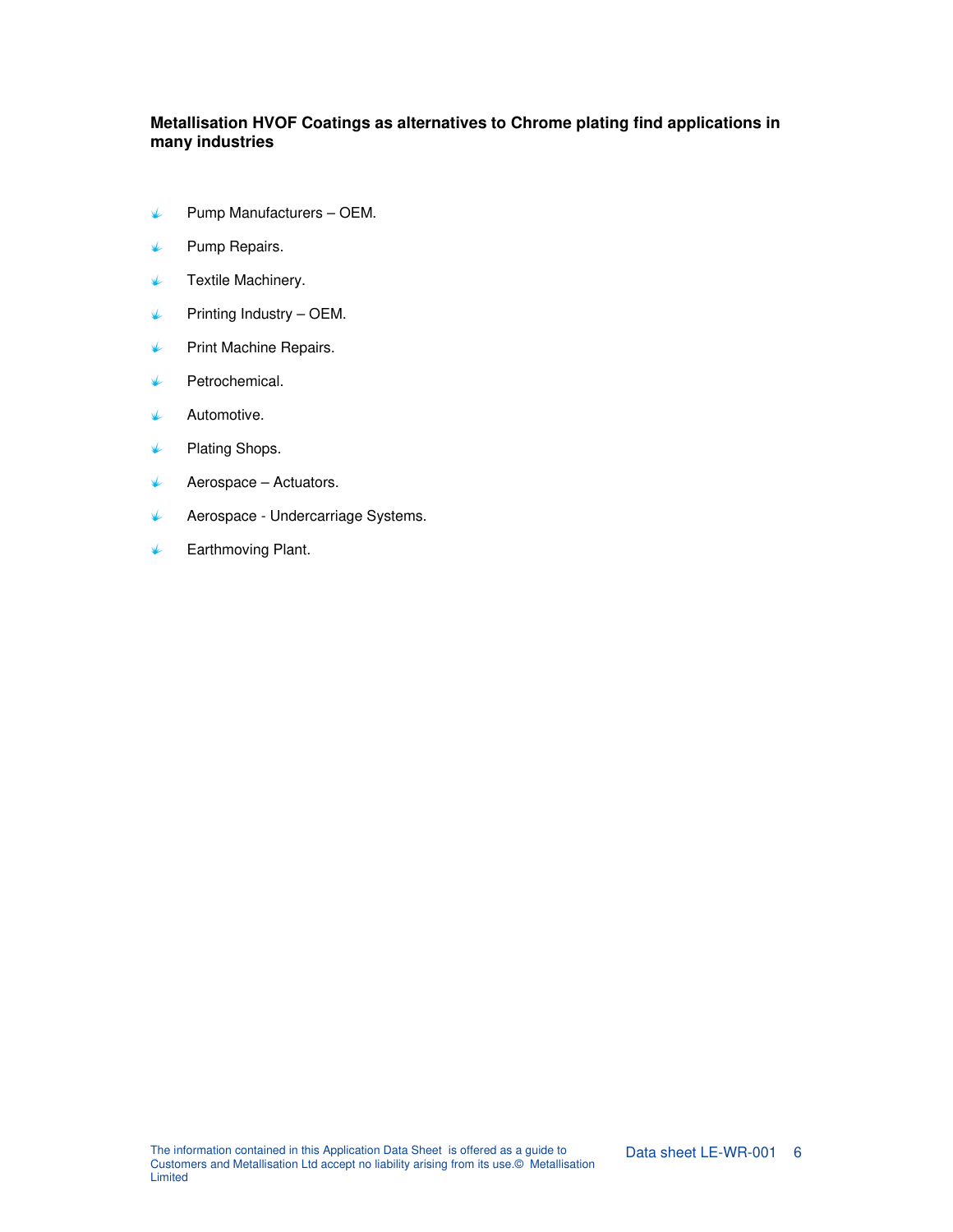**Metallisation HVOF Coatings as alternatives to Chrome plating find applications in many industries**

- Pump Manufacturers – OEM.
- Pump Repairs.
- Textile Machinery.
- Printing Industry – OEM.
- Print Machine Repairs.
- Petrochemical.
- Automotive.
- Plating Shops.
- Aerospace – Actuators.
- Aerospace - Undercarriage Systems.
- Earthmoving Plant.